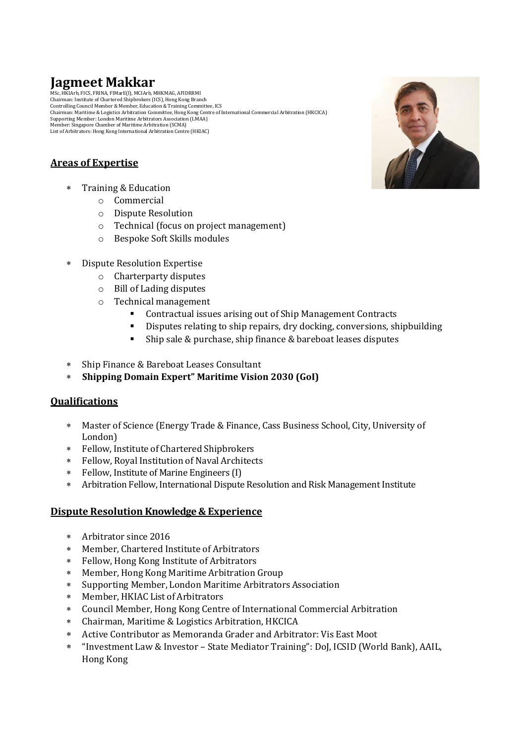# Jagmeet Makkar

MSc, HKIArb, FICS, FRINA, FIMarE(I), MCIArb, MHKMAG, AFIDRRMI
Chairman: Institute of Chartered Shipbrokers (ICS), Hong Kong Branch
Controlling Council Member & Member, Education & Training Committee, ICS
Chairman: Maritime & Logistics Arbitration Committee, Hong Kong Centre of International Commercial Arbitration (HKCICA)
Supporting Member: London Maritime Arbitrators Association (LMAA)
Member: Singapore Chamber of Maritime Arbitration (SCMA)
List of Arbitrators: Hong Kong International Arbitration Centre (HKIAC)

## Areas of Expertise

* Training & Education
  - Commercial
  - Dispute Resolution
  - Technical (focus on project management)
  - Bespoke Soft Skills modules
* Dispute Resolution Expertise
  - Charterparty disputes
  - Bill of Lading disputes
  - Technical management
    - Contractual issues arising out of Ship Management Contracts
    - Disputes relating to ship repairs, dry docking, conversions, shipbuilding
    - Ship sale & purchase, ship finance & bareboat leases disputes
* Ship Finance & Bareboat Leases Consultant
* **Shipping Domain Expert" Maritime Vision 2030 (GoI)**

## Qualifications

* Master of Science (Energy Trade & Finance, Cass Business School, City, University of London)
* Fellow, Institute of Chartered Shipbrokers
* Fellow, Royal Institution of Naval Architects
* Fellow, Institute of Marine Engineers (I)
* Arbitration Fellow, International Dispute Resolution and Risk Management Institute

## Dispute Resolution Knowledge & Experience

* Arbitrator since 2016
* Member, Chartered Institute of Arbitrators
* Fellow, Hong Kong Institute of Arbitrators
* Member, Hong Kong Maritime Arbitration Group
* Supporting Member, London Maritime Arbitrators Association
* Member, HKIAC List of Arbitrators
* Council Member, Hong Kong Centre of International Commercial Arbitration
* Chairman, Maritime & Logistics Arbitration, HKCICA
* Active Contributor as Memoranda Grader and Arbitrator: Vis East Moot
* "Investment Law & Investor – State Mediator Training": DoJ, ICSID (World Bank), AAIL, Hong Kong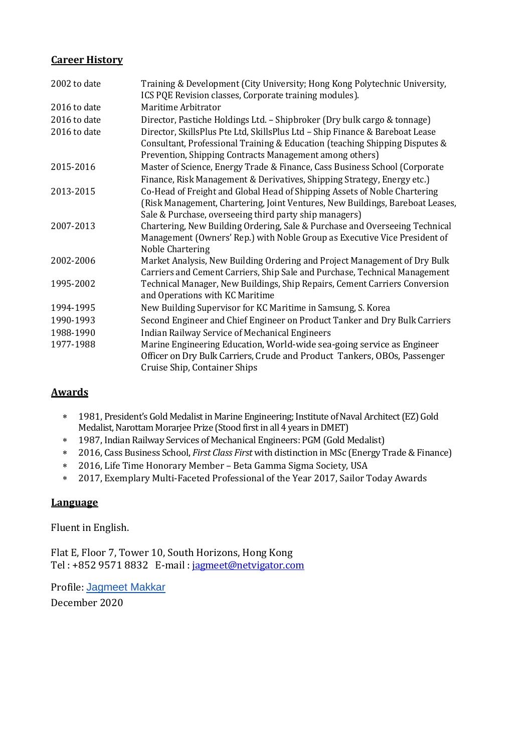## Career History

| | |
|---|---|
| 2002 to date | Training & Development (City University; Hong Kong Polytechnic University, ICS PQE Revision classes, Corporate training modules). |
| 2016 to date | Maritime Arbitrator |
| 2016 to date | Director, Pastiche Holdings Ltd. – Shipbroker (Dry bulk cargo & tonnage) |
| 2016 to date | Director, SkillsPlus Pte Ltd, SkillsPlus Ltd – Ship Finance & Bareboat Lease Consultant, Professional Training & Education (teaching Shipping Disputes & Prevention, Shipping Contracts Management among others) |
| 2015-2016 | Master of Science, Energy Trade & Finance, Cass Business School (Corporate Finance, Risk Management & Derivatives, Shipping Strategy, Energy etc.) |
| 2013-2015 | Co-Head of Freight and Global Head of Shipping Assets of Noble Chartering (Risk Management, Chartering, Joint Ventures, New Buildings, Bareboat Leases, Sale & Purchase, overseeing third party ship managers) |
| 2007-2013 | Chartering, New Building Ordering, Sale & Purchase and Overseeing Technical Management (Owners' Rep.) with Noble Group as Executive Vice President of Noble Chartering |
| 2002-2006 | Market Analysis, New Building Ordering and Project Management of Dry Bulk Carriers and Cement Carriers, Ship Sale and Purchase, Technical Management |
| 1995-2002 | Technical Manager, New Buildings, Ship Repairs, Cement Carriers Conversion and Operations with KC Maritime |
| 1994-1995 | New Building Supervisor for KC Maritime in Samsung, S. Korea |
| 1990-1993 | Second Engineer and Chief Engineer on Product Tanker and Dry Bulk Carriers |
| 1988-1990 | Indian Railway Service of Mechanical Engineers |
| 1977-1988 | Marine Engineering Education, World-wide sea-going service as Engineer Officer on Dry Bulk Carriers, Crude and Product Tankers, OBOs, Passenger Cruise Ship, Container Ships |

## Awards

- 1981, President's Gold Medalist in Marine Engineering; Institute of Naval Architect (EZ) Gold Medalist, Narottam Morarjee Prize (Stood first in all 4 years in DMET)
- 1987, Indian Railway Services of Mechanical Engineers: PGM (Gold Medalist)
- 2016, Cass Business School, *First Class First* with distinction in MSc (Energy Trade & Finance)
- 2016, Life Time Honorary Member – Beta Gamma Sigma Society, USA
- 2017, Exemplary Multi-Faceted Professional of the Year 2017, Sailor Today Awards

## Language

Fluent in English.

Flat E, Floor 7, Tower 10, South Horizons, Hong Kong
Tel : +852 9571 8832 E-mail : jagmeet@netvigator.com

Profile: Jagmeet Makkar
December 2020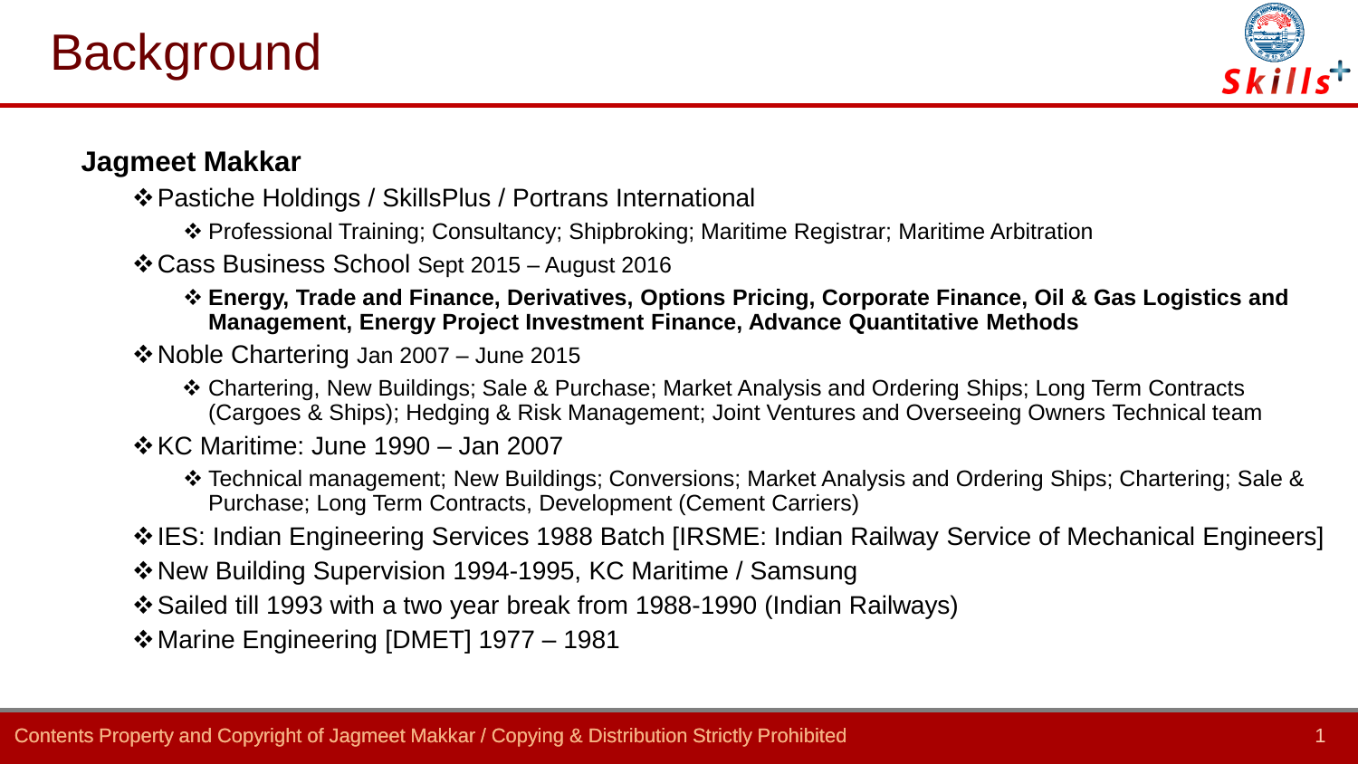# Background

**Jagmeet Makkar**

- Pastiche Holdings / SkillsPlus / Portrans International
  - Professional Training; Consultancy; Shipbroking; Maritime Registrar; Maritime Arbitration
- Cass Business School Sept 2015 – August 2016
  - **Energy, Trade and Finance, Derivatives, Options Pricing, Corporate Finance, Oil & Gas Logistics and Management, Energy Project Investment Finance, Advance Quantitative Methods**
- Noble Chartering Jan 2007 – June 2015
  - Chartering, New Buildings; Sale & Purchase; Market Analysis and Ordering Ships; Long Term Contracts (Cargoes & Ships); Hedging & Risk Management; Joint Ventures and Overseeing Owners Technical team
- KC Maritime: June 1990 – Jan 2007
  - Technical management; New Buildings; Conversions; Market Analysis and Ordering Ships; Chartering; Sale & Purchase; Long Term Contracts, Development (Cement Carriers)
- IES: Indian Engineering Services 1988 Batch [IRSME: Indian Railway Service of Mechanical Engineers]
- New Building Supervision 1994-1995, KC Maritime / Samsung
- Sailed till 1993 with a two year break from 1988-1990 (Indian Railways)
- Marine Engineering [DMET] 1977 – 1981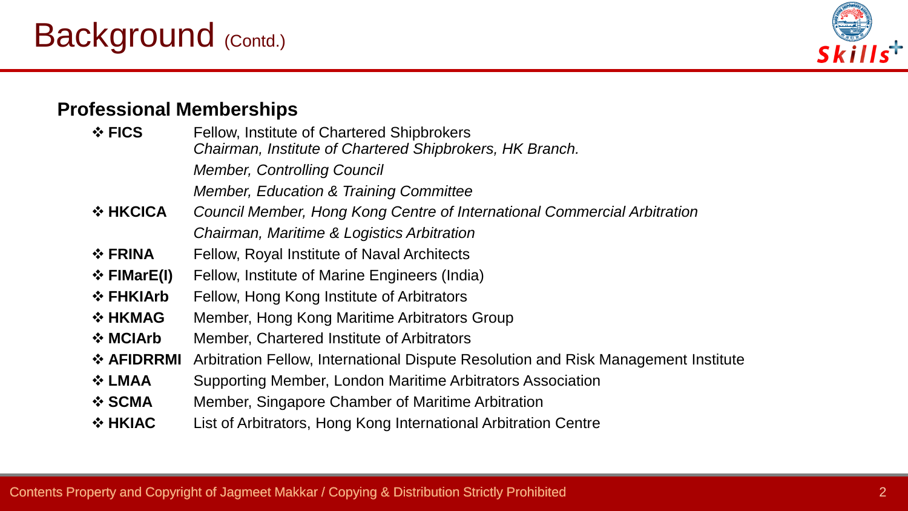# Background (Contd.)

## Professional Memberships

- **FICS** — Fellow, Institute of Chartered Shipbrokers
  *Chairman, Institute of Chartered Shipbrokers, HK Branch.*
  *Member, Controlling Council*
  *Member, Education & Training Committee*
- **HKCICA** — *Council Member, Hong Kong Centre of International Commercial Arbitration*
  *Chairman, Maritime & Logistics Arbitration*
- **FRINA** — Fellow, Royal Institute of Naval Architects
- **FIMarE(I)** — Fellow, Institute of Marine Engineers (India)
- **FHKIArb** — Fellow, Hong Kong Institute of Arbitrators
- **HKMAG** — Member, Hong Kong Maritime Arbitrators Group
- **MCIArb** — Member, Chartered Institute of Arbitrators
- **AFIDRRMI** — Arbitration Fellow, International Dispute Resolution and Risk Management Institute
- **LMAA** — Supporting Member, London Maritime Arbitrators Association
- **SCMA** — Member, Singapore Chamber of Maritime Arbitration
- **HKIAC** — List of Arbitrators, Hong Kong International Arbitration Centre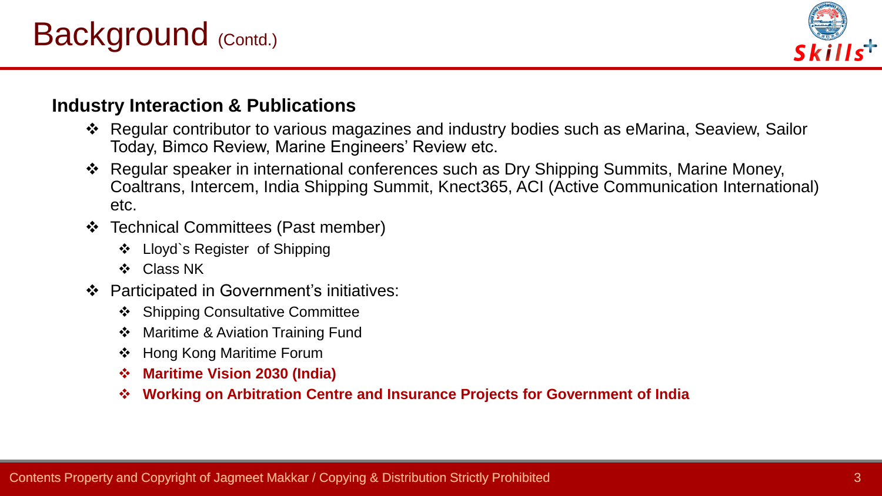# Background (Contd.)

**Industry Interaction & Publications**

- Regular contributor to various magazines and industry bodies such as eMarina, Seaview, Sailor Today, Bimco Review, Marine Engineers' Review etc.
- Regular speaker in international conferences such as Dry Shipping Summits, Marine Money, Coaltrans, Intercem, India Shipping Summit, Knect365, ACI (Active Communication International) etc.
- Technical Committees (Past member)
  - Lloyd`s Register of Shipping
  - Class NK
- Participated in Government's initiatives:
  - Shipping Consultative Committee
  - Maritime & Aviation Training Fund
  - Hong Kong Maritime Forum
  - **Maritime Vision 2030 (India)**
  - **Working on Arbitration Centre and Insurance Projects for Government of India**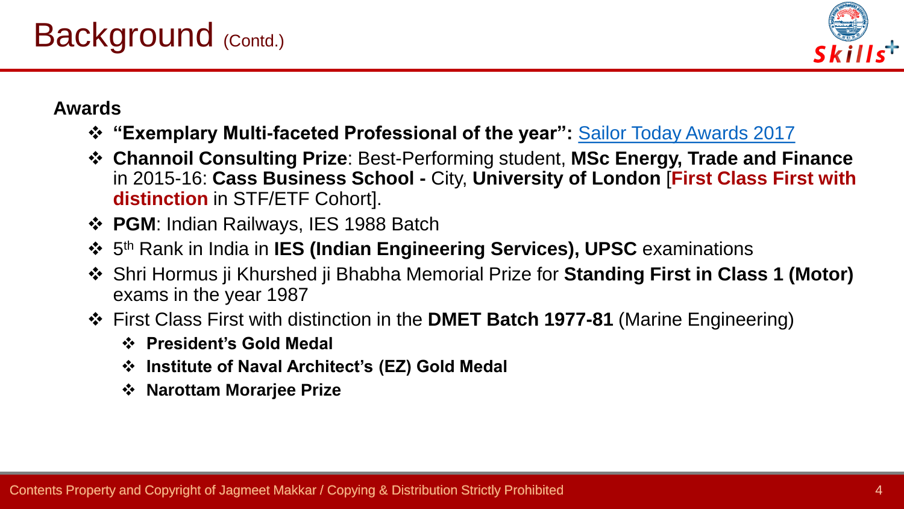# Background (Contd.)

**Awards**

- **"Exemplary Multi-faceted Professional of the year":** Sailor Today Awards 2017
- **Channoil Consulting Prize**: Best-Performing student, **MSc Energy, Trade and Finance** in 2015-16: **Cass Business School -** City, **University of London** [**First Class First with distinction** in STF/ETF Cohort].
- **PGM**: Indian Railways, IES 1988 Batch
- 5th Rank in India in **IES (Indian Engineering Services), UPSC** examinations
- Shri Hormus ji Khurshed ji Bhabha Memorial Prize for **Standing First in Class 1 (Motor)** exams in the year 1987
- First Class First with distinction in the **DMET Batch 1977-81** (Marine Engineering)
  - **President's Gold Medal**
  - **Institute of Naval Architect's (EZ) Gold Medal**
  - **Narottam Morarjee Prize**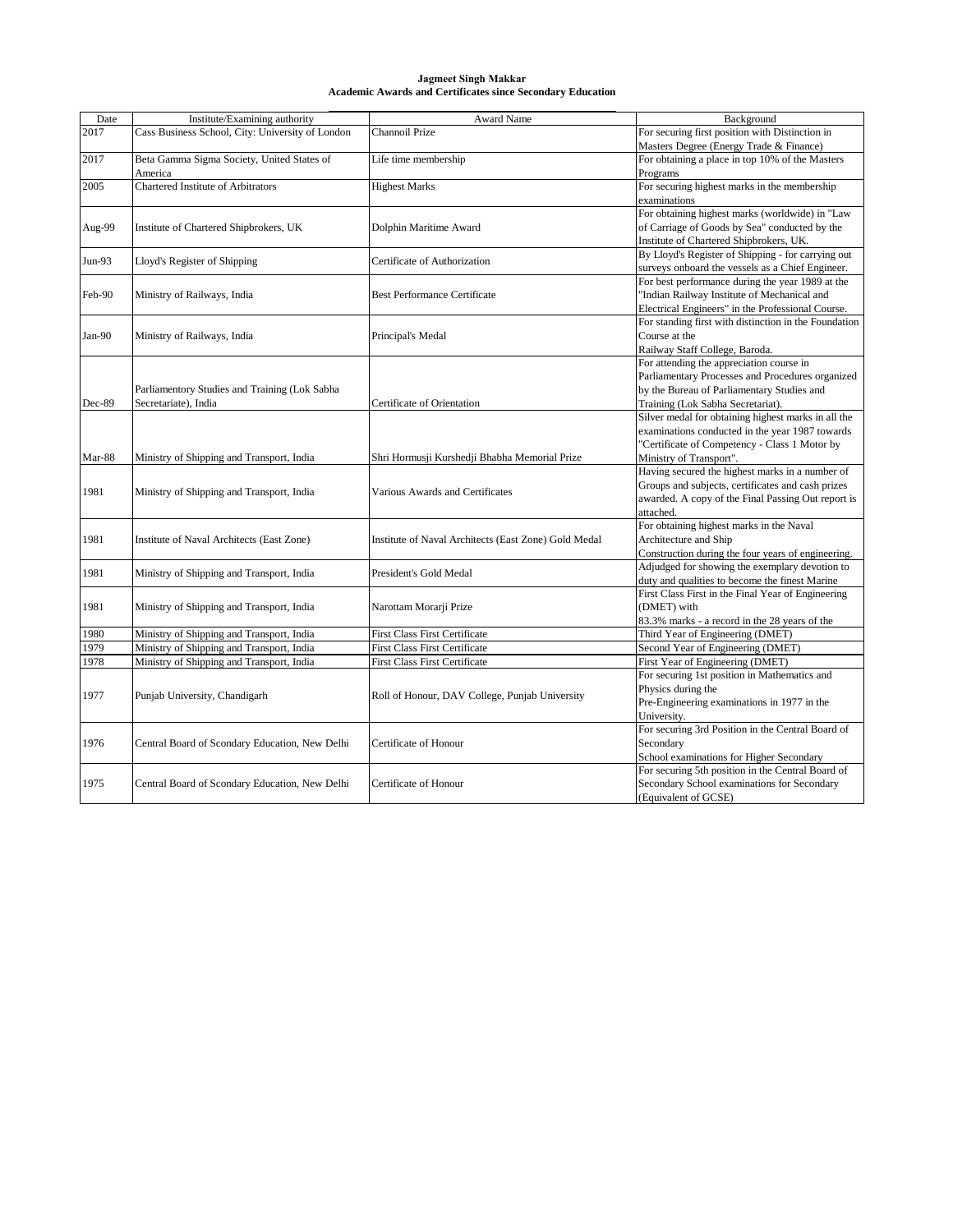**Jagmeet Singh Makkar**
**Academic Awards and Certificates since Secondary Education**

| Date | Institute/Examining authority | Award Name | Background |
|---|---|---|---|
| 2017 | Cass Business School, City: University of London | Channoil Prize | For securing first position with Distinction in Masters Degree (Energy Trade & Finance) |
| 2017 | Beta Gamma Sigma Society, United States of America | Life time membership | For obtaining a place in top 10% of the Masters Programs |
| 2005 | Chartered Institute of Arbitrators | Highest Marks | For securing highest marks in the membership examinations |
| Aug-99 | Institute of Chartered Shipbrokers, UK | Dolphin Maritime Award | For obtaining highest marks (worldwide) in "Law of Carriage of Goods by Sea" conducted by the Institute of Chartered Shipbrokers, UK. |
| Jun-93 | Lloyd's Register of Shipping | Certificate of Authorization | By Lloyd's Register of Shipping - for carrying out surveys onboard the vessels as a Chief Engineer. |
| Feb-90 | Ministry of Railways, India | Best Performance Certificate | For best performance during the year 1989 at the "Indian Railway Institute of Mechanical and Electrical Engineers" in the Professional Course. |
| Jan-90 | Ministry of Railways, India | Principal's Medal | For standing first with distinction in the Foundation Course at the Railway Staff College, Baroda. |
| Dec-89 | Parliamentory Studies and Training (Lok Sabha Secretariate), India | Certificate of Orientation | For attending the appreciation course in Parliamentary Processes and Procedures organized by the Bureau of Parliamentary Studies and Training (Lok Sabha Secretariat). |
| Mar-88 | Ministry of Shipping and Transport, India | Shri Hormusji Kurshedji Bhabha Memorial Prize | Silver medal for obtaining highest marks in all the examinations conducted in the year 1987 towards "Certificate of Competency - Class 1 Motor by Ministry of Transport". |
| 1981 | Ministry of Shipping and Transport, India | Various Awards and Certificates | Having secured the highest marks in a number of Groups and subjects, certificates and cash prizes awarded. A copy of the Final Passing Out report is attached. |
| 1981 | Institute of Naval Architects (East Zone) | Institute of Naval Architects (East Zone) Gold Medal | For obtaining highest marks in the Naval Architecture and Ship Construction during the four years of engineering. |
| 1981 | Ministry of Shipping and Transport, India | President's Gold Medal | Adjudged for showing the exemplary devotion to duty and qualities to become the finest Marine |
| 1981 | Ministry of Shipping and Transport, India | Narottam Morarji Prize | First Class First in the Final Year of Engineering (DMET) with 83.3% marks - a record in the 28 years of the |
| 1980 | Ministry of Shipping and Transport, India | First Class First Certificate | Third Year of Engineering (DMET) |
| 1979 | Ministry of Shipping and Transport, India | First Class First Certificate | Second Year of Engineering (DMET) |
| 1978 | Ministry of Shipping and Transport, India | First Class First Certificate | First Year of Engineering (DMET) |
| 1977 | Punjab University, Chandigarh | Roll of Honour, DAV College, Punjab University | For securing 1st position in Mathematics and Physics during the Pre-Engineering examinations in 1977 in the University. |
| 1976 | Central Board of Scondary Education, New Delhi | Certificate of Honour | For securing 3rd Position in the Central Board of Secondary School examinations for Higher Secondary |
| 1975 | Central Board of Scondary Education, New Delhi | Certificate of Honour | For securing 5th position in the Central Board of Secondary School examinations for Secondary (Equivalent of GCSE) |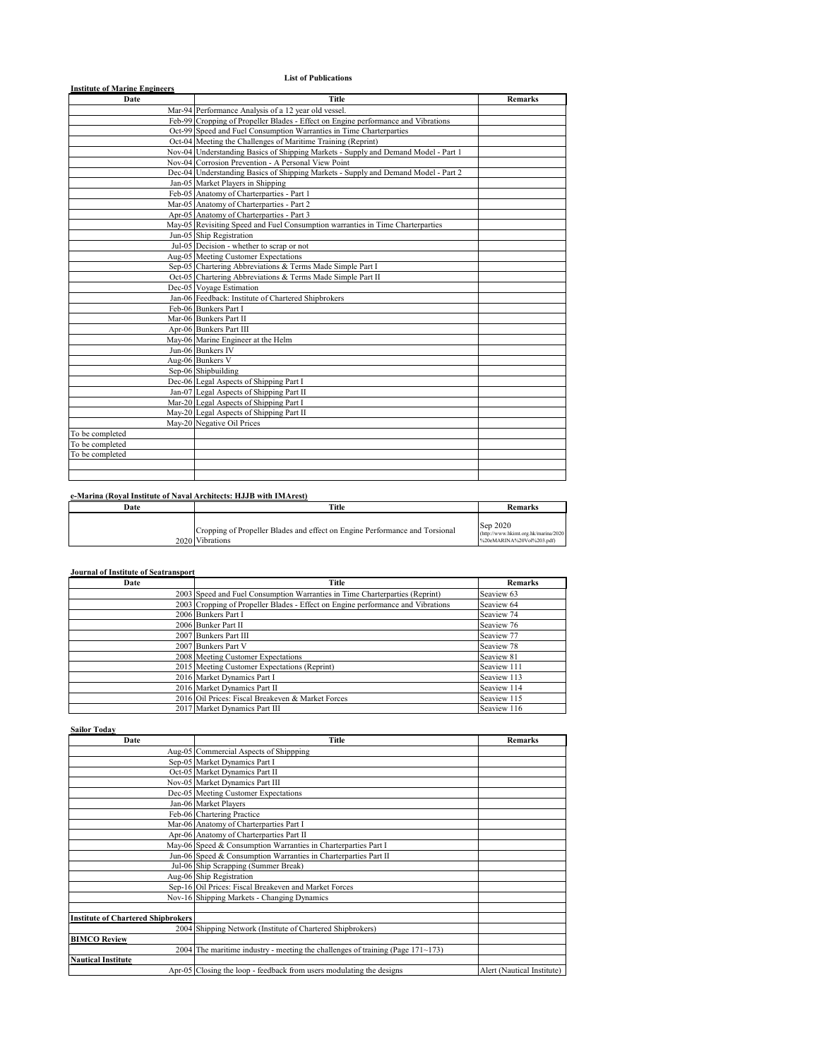# List of Publications

**Institute of Marine Engineers**

| Date | Title | Remarks |
|---|---|---|
| Mar-94 | Performance Analysis of a 12 year old vessel. | |
| Feb-99 | Cropping of Propeller Blades - Effect on Engine performance and Vibrations | |
| Oct-99 | Speed and Fuel Consumption Warranties in Time Charterparties | |
| Oct-04 | Meeting the Challenges of Maritime Training (Reprint) | |
| Nov-04 | Understanding Basics of Shipping Markets - Supply and Demand Model - Part 1 | |
| Nov-04 | Corrosion Prevention - A Personal View Point | |
| Dec-04 | Understanding Basics of Shipping Markets - Supply and Demand Model - Part 2 | |
| Jan-05 | Market Players in Shipping | |
| Feb-05 | Anatomy of Charterparties - Part 1 | |
| Mar-05 | Anatomy of Charterparties - Part 2 | |
| Apr-05 | Anatomy of Charterparties - Part 3 | |
| May-05 | Revisiting Speed and Fuel Consumption warranties in Time Charterparties | |
| Jun-05 | Ship Registration | |
| Jul-05 | Decision - whether to scrap or not | |
| Aug-05 | Meeting Customer Expectations | |
| Sep-05 | Chartering Abbreviations & Terms Made Simple Part I | |
| Oct-05 | Chartering Abbreviations & Terms Made Simple Part II | |
| Dec-05 | Voyage Estimation | |
| Jan-06 | Feedback: Institute of Chartered Shipbrokers | |
| Feb-06 | Bunkers Part I | |
| Mar-06 | Bunkers Part II | |
| Apr-06 | Bunkers Part III | |
| May-06 | Marine Engineer at the Helm | |
| Jun-06 | Bunkers IV | |
| Aug-06 | Bunkers V | |
| Sep-06 | Shipbuilding | |
| Dec-06 | Legal Aspects of Shipping Part I | |
| Jan-07 | Legal Aspects of Shipping Part II | |
| Mar-20 | Legal Aspects of Shipping Part I | |
| May-20 | Legal Aspects of Shipping Part II | |
| May-20 | Negative Oil Prices | |
| To be completed | | |
| To be completed | | |
| To be completed | | |
| | | |
| | | |

**e-Marina (Royal Institute of Naval Architects: HJJB with IMArest)**

| Date | Title | Remarks |
|---|---|---|
| 2020 | Cropping of Propeller Blades and effect on Engine Performance and Torsional Vibrations | Sep 2020 (http://www.hkimt.org.hk/marina/2020%20eMARINA%20Vol%203.pdf) |

**Journal of Institute of Seatransport**

| Date | Title | Remarks |
|---|---|---|
| 2003 | Speed and Fuel Consumption Warranties in Time Charterparties (Reprint) | Seaview 63 |
| 2003 | Cropping of Propeller Blades - Effect on Engine performance and Vibrations | Seaview 64 |
| 2006 | Bunkers Part I | Seaview 74 |
| 2006 | Bunker Part II | Seaview 76 |
| 2007 | Bunkers Part III | Seaview 77 |
| 2007 | Bunkers Part V | Seaview 78 |
| 2008 | Meeting Customer Expectations | Seaview 81 |
| 2015 | Meeting Customer Expectations (Reprint) | Seaview 111 |
| 2016 | Market Dynamics Part I | Seaview 113 |
| 2016 | Market Dynamics Part II | Seaview 114 |
| 2016 | Oil Prices: Fiscal Breakeven & Market Forces | Seaview 115 |
| 2017 | Market Dynamics Part III | Seaview 116 |

**Sailor Today**

| Date | Title | Remarks |
|---|---|---|
| Aug-05 | Commercial Aspects of Shippping | |
| Sep-05 | Market Dynamics Part I | |
| Oct-05 | Market Dynamics Part II | |
| Nov-05 | Market Dynamics Part III | |
| Dec-05 | Meeting Customer Expectations | |
| Jan-06 | Market Players | |
| Feb-06 | Chartering Practice | |
| Mar-06 | Anatomy of Charterparties Part I | |
| Apr-06 | Anatomy of Charterparties Part II | |
| May-06 | Speed & Consumption Warranties in Charterparties Part I | |
| Jun-06 | Speed & Consumption Warranties in Charterparties Part II | |
| Jul-06 | Ship Scrapping (Summer Break) | |
| Aug-06 | Ship Registration | |
| Sep-16 | Oil Prices: Fiscal Breakeven and Market Forces | |
| Nov-16 | Shipping Markets - Changing Dynamics | |
| | | |
| **Institute of Chartered Shipbrokers** | | |
| 2004 | Shipping Network (Institute of Chartered Shipbrokers) | |
| **BIMCO Review** | | |
| 2004 | The maritime industry - meeting the challenges of training (Page 171~173) | |
| **Nautical Institute** | | |
| Apr-05 | Closing the loop - feedback from users modulating the designs | Alert (Nautical Institute) |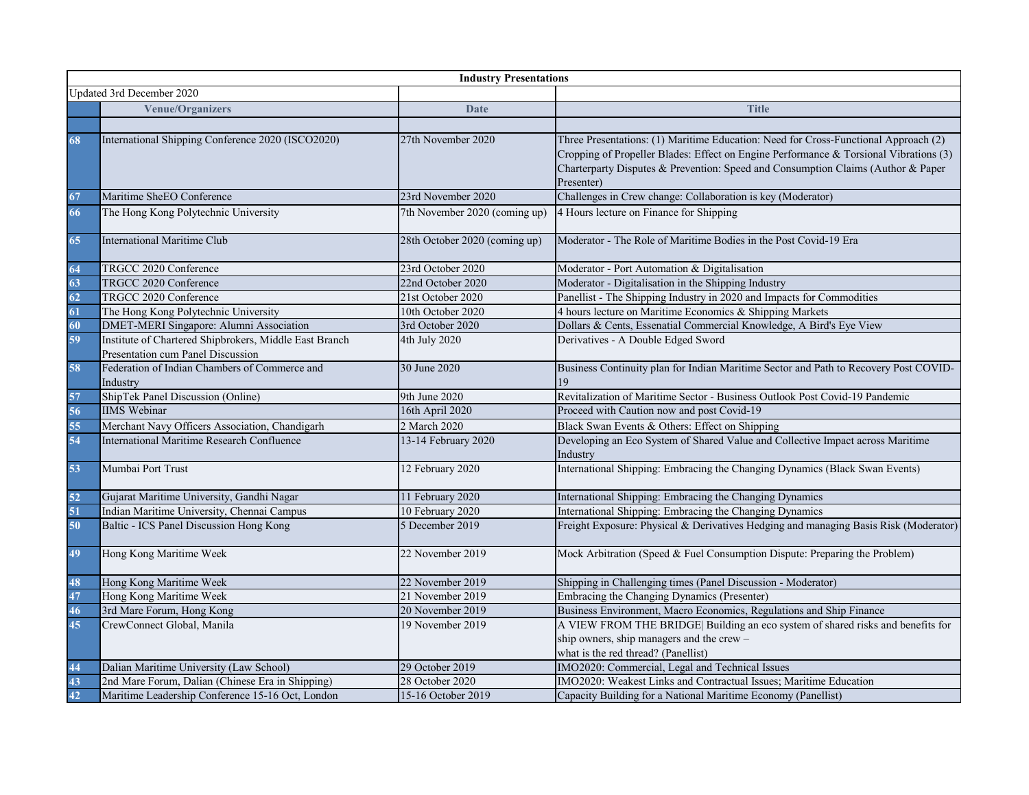| Industry Presentations | | | |
|---|---|---|---|
| Updated 3rd December 2020 | | | |
| | Venue/Organizers | Date | Title |
| | | | |
| 68 | International Shipping Conference 2020 (ISCO2020) | 27th November 2020 | Three Presentations: (1) Maritime Education: Need for Cross-Functional Approach (2) Cropping of Propeller Blades: Effect on Engine Performance & Torsional Vibrations (3) Charterparty Disputes & Prevention: Speed and Consumption Claims (Author & Paper Presenter) |
| 67 | Maritime SheEO Conference | 23rd November 2020 | Challenges in Crew change: Collaboration is key (Moderator) |
| 66 | The Hong Kong Polytechnic University | 7th November 2020 (coming up) | 4 Hours lecture on Finance for Shipping |
| 65 | International Maritime Club | 28th October 2020 (coming up) | Moderator - The Role of Maritime Bodies in the Post Covid-19 Era |
| 64 | TRGCC 2020 Conference | 23rd October 2020 | Moderator - Port Automation & Digitalisation |
| 63 | TRGCC 2020 Conference | 22nd October 2020 | Moderator - Digitalisation in the Shipping Industry |
| 62 | TRGCC 2020 Conference | 21st October 2020 | Panellist - The Shipping Industry in 2020 and Impacts for Commodities |
| 61 | The Hong Kong Polytechnic University | 10th October 2020 | 4 hours lecture on Maritime Economics & Shipping Markets |
| 60 | DMET-MERI Singapore: Alumni Association | 3rd October 2020 | Dollars & Cents, Essenatial Commercial Knowledge, A Bird's Eye View |
| 59 | Institute of Chartered Shipbrokers, Middle East Branch Presentation cum Panel Discussion | 4th July 2020 | Derivatives - A Double Edged Sword |
| 58 | Federation of Indian Chambers of Commerce and Industry | 30 June 2020 | Business Continuity plan for Indian Maritime Sector and Path to Recovery Post COVID-19 |
| 57 | ShipTek Panel Discussion (Online) | 9th June 2020 | Revitalization of Maritime Sector - Business Outlook Post Covid-19 Pandemic |
| 56 | IIMS Webinar | 16th April 2020 | Proceed with Caution now and post Covid-19 |
| 55 | Merchant Navy Officers Association, Chandigarh | 2 March 2020 | Black Swan Events & Others: Effect on Shipping |
| 54 | International Maritime Research Confluence | 13-14 February 2020 | Developing an Eco System of Shared Value and Collective Impact across Maritime Industry |
| 53 | Mumbai Port Trust | 12 February 2020 | International Shipping: Embracing the Changing Dynamics (Black Swan Events) |
| 52 | Gujarat Maritime University, Gandhi Nagar | 11 February 2020 | International Shipping: Embracing the Changing Dynamics |
| 51 | Indian Maritime University, Chennai Campus | 10 February 2020 | International Shipping: Embracing the Changing Dynamics |
| 50 | Baltic - ICS Panel Discussion Hong Kong | 5 December 2019 | Freight Exposure: Physical & Derivatives Hedging and managing Basis Risk (Moderator) |
| 49 | Hong Kong Maritime Week | 22 November 2019 | Mock Arbitration (Speed & Fuel Consumption Dispute: Preparing the Problem) |
| 48 | Hong Kong Maritime Week | 22 November 2019 | Shipping in Challenging times (Panel Discussion - Moderator) |
| 47 | Hong Kong Maritime Week | 21 November 2019 | Embracing the Changing Dynamics (Presenter) |
| 46 | 3rd Mare Forum, Hong Kong | 20 November 2019 | Business Environment, Macro Economics, Regulations and Ship Finance |
| 45 | CrewConnect Global, Manila | 19 November 2019 | A VIEW FROM THE BRIDGE\| Building an eco system of shared risks and benefits for ship owners, ship managers and the crew – what is the red thread? (Panellist) |
| 44 | Dalian Maritime University (Law School) | 29 October 2019 | IMO2020: Commercial, Legal and Technical Issues |
| 43 | 2nd Mare Forum, Dalian (Chinese Era in Shipping) | 28 October 2020 | IMO2020: Weakest Links and Contractual Issues; Maritime Education |
| 42 | Maritime Leadership Conference 15-16 Oct, London | 15-16 October 2019 | Capacity Building for a National Maritime Economy (Panellist) |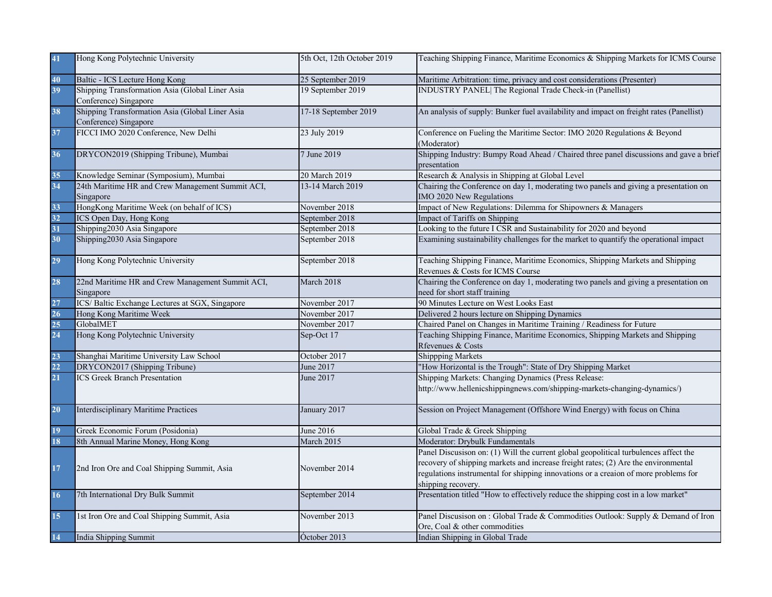| | | | |
|---|---|---|---|
| 41 | Hong Kong Polytechnic University | 5th Oct, 12th October 2019 | Teaching Shipping Finance, Maritime Economics & Shipping Markets for ICMS Course |
| 40 | Baltic - ICS Lecture Hong Kong | 25 September 2019 | Maritime Arbitration: time, privacy and cost considerations (Presenter) |
| 39 | Shipping Transformation Asia (Global Liner Asia Conference) Singapore | 19 September 2019 | INDUSTRY PANEL\| The Regional Trade Check-in (Panellist) |
| 38 | Shipping Transformation Asia (Global Liner Asia Conference) Singapore | 17-18 September 2019 | An analysis of supply: Bunker fuel availability and impact on freight rates (Panellist) |
| 37 | FICCI IMO 2020 Conference, New Delhi | 23 July 2019 | Conference on Fueling the Maritime Sector: IMO 2020 Regulations & Beyond (Moderator) |
| 36 | DRYCON2019 (Shipping Tribune), Mumbai | 7 June 2019 | Shipping Industry: Bumpy Road Ahead / Chaired three panel discussions and gave a brief presentation |
| 35 | Knowledge Seminar (Symposium), Mumbai | 20 March 2019 | Research & Analysis in Shipping at Global Level |
| 34 | 24th Maritime HR and Crew Management Summit ACI, Singapore | 13-14 March 2019 | Chairing the Conference on day 1, moderating two panels and giving a presentation on IMO 2020 New Regulations |
| 33 | HongKong Maritime Week (on behalf of ICS) | November 2018 | Impact of New Regulations: Dilemma for Shipowners & Managers |
| 32 | ICS Open Day, Hong Kong | September 2018 | Impact of Tariffs on Shipping |
| 31 | Shipping2030 Asia Singapore | September 2018 | Looking to the future I CSR and Sustainability for 2020 and beyond |
| 30 | Shipping2030 Asia Singapore | September 2018 | Examining sustainability challenges for the market to quantify the operational impact |
| 29 | Hong Kong Polytechnic University | September 2018 | Teaching Shipping Finance, Maritime Economics, Shipping Markets and Shipping Revenues & Costs for ICMS Course |
| 28 | 22nd Maritime HR and Crew Management Summit ACI, Singapore | March 2018 | Chairing the Conference on day 1, moderating two panels and giving a presentation on need for short staff training |
| 27 | ICS/ Baltic Exchange Lectures at SGX, Singapore | November 2017 | 90 Minutes Lecture on West Looks East |
| 26 | Hong Kong Maritime Week | November 2017 | Delivered 2 hours lecture on Shipping Dynamics |
| 25 | GlobalMET | November 2017 | Chaired Panel on Changes in Maritime Training / Readiness for Future |
| 24 | Hong Kong Polytechnic University | Sep-Oct 17 | Teaching Shipping Finance, Maritime Economics, Shipping Markets and Shipping Rfevenues & Costs |
| 23 | Shanghai Maritime University Law School | October 2017 | Shippping Markets |
| 22 | DRYCON2017 (Shipping Tribune) | June 2017 | "How Horizontal is the Trough": State of Dry Shipping Market |
| 21 | ICS Greek Branch Presentation | June 2017 | Shipping Markets: Changing Dynamics (Press Release: http://www.hellenicshippingnews.com/shipping-markets-changing-dynamics/) |
| 20 | Interdisciplinary Maritime Practices | January 2017 | Session on Project Management (Offshore Wind Energy) with focus on China |
| 19 | Greek Economic Forum (Posidonia) | June 2016 | Global Trade & Greek Shipping |
| 18 | 8th Annual Marine Money, Hong Kong | March 2015 | Moderator: Drybulk Fundamentals |
| 17 | 2nd Iron Ore and Coal Shipping Summit, Asia | November 2014 | Panel Discusison on: (1) Will the current global geopolitical turbulences affect the recovery of shipping markets and increase freight rates; (2) Are the environmental regulations instrumental for shipping innovations or a creaion of more problems for shipping recovery. |
| 16 | 7th International Dry Bulk Summit | September 2014 | Presentation titled "How to effectively reduce the shipping cost in a low market" |
| 15 | 1st Iron Ore and Coal Shipping Summit, Asia | November 2013 | Panel Discusison on : Global Trade & Commodities Outlook: Supply & Demand of Iron Ore, Coal & other commodities |
| 14 | India Shipping Summit | Óctober 2013 | Indian Shipping in Global Trade |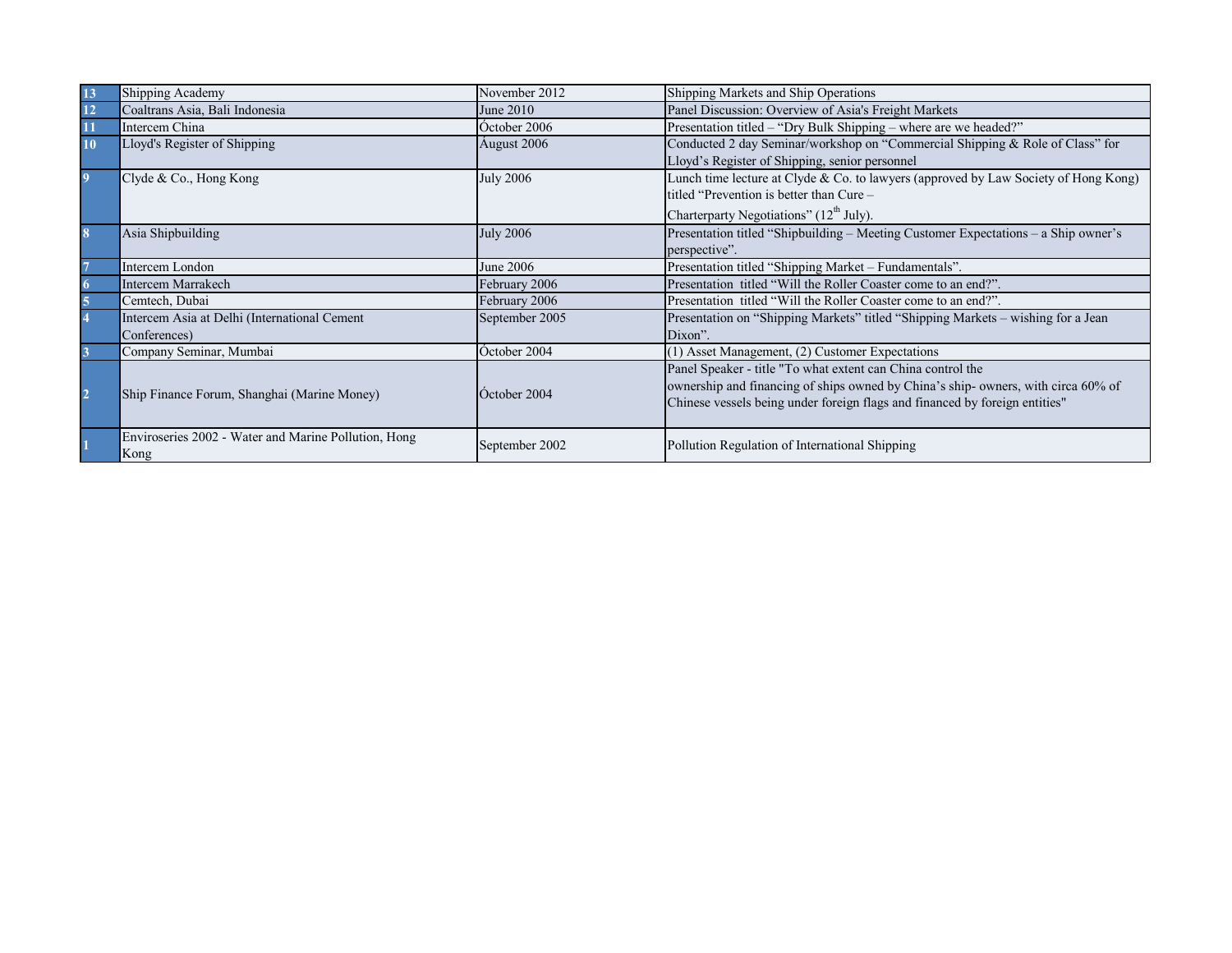| 13 | Shipping Academy | November 2012 | Shipping Markets and Ship Operations |
|---|---|---|---|
| 12 | Coaltrans Asia, Bali Indonesia | June 2010 | Panel Discussion: Overview of Asia's Freight Markets |
| 11 | Intercem China | Óctober 2006 | Presentation titled – "Dry Bulk Shipping – where are we headed?" |
| 10 | Lloyd's Register of Shipping | August 2006 | Conducted 2 day Seminar/workshop on "Commercial Shipping & Role of Class" for Lloyd's Register of Shipping, senior personnel |
| 9 | Clyde & Co., Hong Kong | July 2006 | Lunch time lecture at Clyde & Co. to lawyers (approved by Law Society of Hong Kong) titled "Prevention is better than Cure – Charterparty Negotiations" (12th July). |
| 8 | Asia Shipbuilding | July 2006 | Presentation titled "Shipbuilding – Meeting Customer Expectations – a Ship owner's perspective". |
| 7 | Intercem London | June 2006 | Presentation titled "Shipping Market – Fundamentals". |
| 6 | Intercem Marrakech | February 2006 | Presentation titled "Will the Roller Coaster come to an end?". |
| 5 | Cemtech, Dubai | February 2006 | Presentation titled "Will the Roller Coaster come to an end?". |
| 4 | Intercem Asia at Delhi (International Cement Conferences) | September 2005 | Presentation on "Shipping Markets" titled "Shipping Markets – wishing for a Jean Dixon". |
| 3 | Company Seminar, Mumbai | Óctober 2004 | (1) Asset Management, (2) Customer Expectations |
| 2 | Ship Finance Forum, Shanghai (Marine Money) | Óctober 2004 | Panel Speaker - title "To what extent can China control the ownership and financing of ships owned by China's ship- owners, with circa 60% of Chinese vessels being under foreign flags and financed by foreign entities" |
| 1 | Enviroseries 2002 - Water and Marine Pollution, Hong Kong | September 2002 | Pollution Regulation of International Shipping |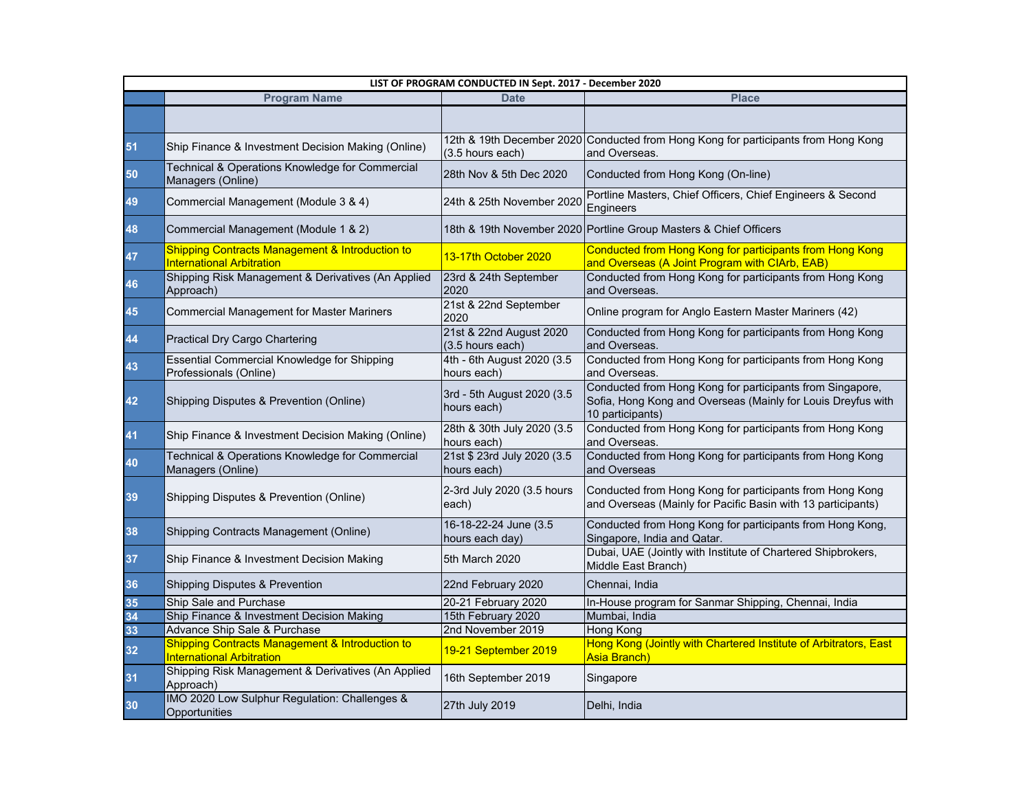| LIST OF PROGRAM CONDUCTED IN Sept. 2017 - December 2020 | | | |
|---|---|---|---|
| | Program Name | Date | Place |
| | | | |
| 51 | Ship Finance & Investment Decision Making (Online) | 12th & 19th December 2020 (3.5 hours each) | Conducted from Hong Kong for participants from Hong Kong and Overseas. |
| 50 | Technical & Operations Knowledge for Commercial Managers (Online) | 28th Nov & 5th Dec 2020 | Conducted from Hong Kong (On-line) |
| 49 | Commercial Management (Module 3 & 4) | 24th & 25th November 2020 | Portline Masters, Chief Officers, Chief Engineers & Second Engineers |
| 48 | Commercial Management (Module 1 & 2) | 18th & 19th November 2020 | Portline Group Masters & Chief Officers |
| 47 | Shipping Contracts Management & Introduction to International Arbitration | 13-17th October 2020 | Conducted from Hong Kong for participants from Hong Kong and Overseas (A Joint Program with CIArb, EAB) |
| 46 | Shipping Risk Management & Derivatives (An Applied Approach) | 23rd & 24th September 2020 | Conducted from Hong Kong for participants from Hong Kong and Overseas. |
| 45 | Commercial Management for Master Mariners | 21st & 22nd September 2020 | Online program for Anglo Eastern Master Mariners (42) |
| 44 | Practical Dry Cargo Chartering | 21st & 22nd August 2020 (3.5 hours each) | Conducted from Hong Kong for participants from Hong Kong and Overseas. |
| 43 | Essential Commercial Knowledge for Shipping Professionals (Online) | 4th - 6th August 2020 (3.5 hours each) | Conducted from Hong Kong for participants from Hong Kong and Overseas. |
| 42 | Shipping Disputes & Prevention (Online) | 3rd - 5th August 2020 (3.5 hours each) | Conducted from Hong Kong for participants from Singapore, Sofia, Hong Kong and Overseas (Mainly for Louis Dreyfus with 10 participants) |
| 41 | Ship Finance & Investment Decision Making (Online) | 28th & 30th July 2020 (3.5 hours each) | Conducted from Hong Kong for participants from Hong Kong and Overseas. |
| 40 | Technical & Operations Knowledge for Commercial Managers (Online) | 21st $ 23rd July 2020 (3.5 hours each) | Conducted from Hong Kong for participants from Hong Kong and Overseas |
| 39 | Shipping Disputes & Prevention (Online) | 2-3rd July 2020 (3.5 hours each) | Conducted from Hong Kong for participants from Hong Kong and Overseas (Mainly for Pacific Basin with 13 participants) |
| 38 | Shipping Contracts Management (Online) | 16-18-22-24 June (3.5 hours each day) | Conducted from Hong Kong for participants from Hong Kong, Singapore, India and Qatar. |
| 37 | Ship Finance & Investment Decision Making | 5th March 2020 | Dubai, UAE (Jointly with Institute of Chartered Shipbrokers, Middle East Branch) |
| 36 | Shipping Disputes & Prevention | 22nd February 2020 | Chennai, India |
| 35 | Ship Sale and Purchase | 20-21 February 2020 | In-House program for Sanmar Shipping, Chennai, India |
| 34 | Ship Finance & Investment Decision Making | 15th February 2020 | Mumbai, India |
| 33 | Advance Ship Sale & Purchase | 2nd November 2019 | Hong Kong |
| 32 | Shipping Contracts Management & Introduction to International Arbitration | 19-21 September 2019 | Hong Kong (Jointly with Chartered Institute of Arbitrators, East Asia Branch) |
| 31 | Shipping Risk Management & Derivatives (An Applied Approach) | 16th September 2019 | Singapore |
| 30 | IMO 2020 Low Sulphur Regulation: Challenges & Opportunities | 27th July 2019 | Delhi, India |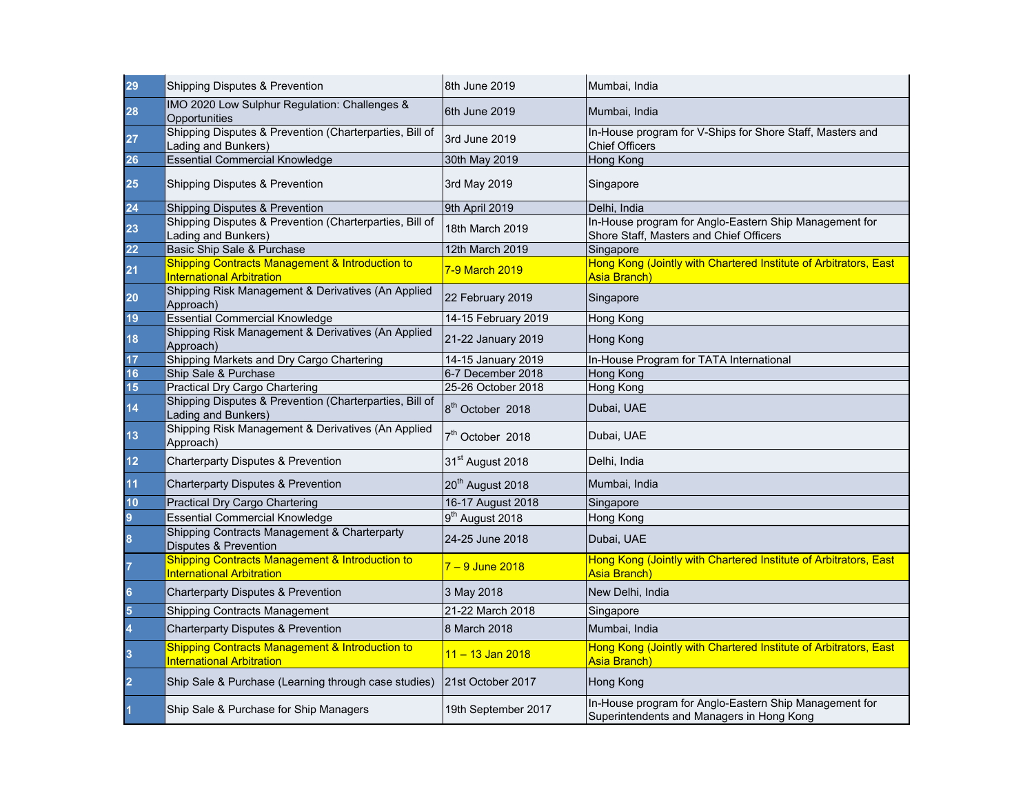| | | | |
|---|---|---|---|
| 29 | Shipping Disputes & Prevention | 8th June 2019 | Mumbai, India |
| 28 | IMO 2020 Low Sulphur Regulation: Challenges & Opportunities | 6th June 2019 | Mumbai, India |
| 27 | Shipping Disputes & Prevention (Charterparties, Bill of Lading and Bunkers) | 3rd June 2019 | In-House program for V-Ships for Shore Staff, Masters and Chief Officers |
| 26 | Essential Commercial Knowledge | 30th May 2019 | Hong Kong |
| 25 | Shipping Disputes & Prevention | 3rd May 2019 | Singapore |
| 24 | Shipping Disputes & Prevention | 9th April 2019 | Delhi, India |
| 23 | Shipping Disputes & Prevention (Charterparties, Bill of Lading and Bunkers) | 18th March 2019 | In-House program for Anglo-Eastern Ship Management for Shore Staff, Masters and Chief Officers |
| 22 | Basic Ship Sale & Purchase | 12th March 2019 | Singapore |
| 21 | Shipping Contracts Management & Introduction to International Arbitration | 7-9 March 2019 | Hong Kong (Jointly with Chartered Institute of Arbitrators, East Asia Branch) |
| 20 | Shipping Risk Management & Derivatives (An Applied Approach) | 22 February 2019 | Singapore |
| 19 | Essential Commercial Knowledge | 14-15 February 2019 | Hong Kong |
| 18 | Shipping Risk Management & Derivatives (An Applied Approach) | 21-22 January 2019 | Hong Kong |
| 17 | Shipping Markets and Dry Cargo Chartering | 14-15 January 2019 | In-House Program for TATA International |
| 16 | Ship Sale & Purchase | 6-7 December 2018 | Hong Kong |
| 15 | Practical Dry Cargo Chartering | 25-26 October 2018 | Hong Kong |
| 14 | Shipping Disputes & Prevention (Charterparties, Bill of Lading and Bunkers) | 8th October 2018 | Dubai, UAE |
| 13 | Shipping Risk Management & Derivatives (An Applied Approach) | 7th October 2018 | Dubai, UAE |
| 12 | Charterparty Disputes & Prevention | 31st August 2018 | Delhi, India |
| 11 | Charterparty Disputes & Prevention | 20th August 2018 | Mumbai, India |
| 10 | Practical Dry Cargo Chartering | 16-17 August 2018 | Singapore |
| 9 | Essential Commercial Knowledge | 9th August 2018 | Hong Kong |
| 8 | Shipping Contracts Management & Charterparty Disputes & Prevention | 24-25 June 2018 | Dubai, UAE |
| 7 | Shipping Contracts Management & Introduction to International Arbitration | 7 – 9 June 2018 | Hong Kong (Jointly with Chartered Institute of Arbitrators, East Asia Branch) |
| 6 | Charterparty Disputes & Prevention | 3 May 2018 | New Delhi, India |
| 5 | Shipping Contracts Management | 21-22 March 2018 | Singapore |
| 4 | Charterparty Disputes & Prevention | 8 March 2018 | Mumbai, India |
| 3 | Shipping Contracts Management & Introduction to International Arbitration | 11 – 13 Jan 2018 | Hong Kong (Jointly with Chartered Institute of Arbitrators, East Asia Branch) |
| 2 | Ship Sale & Purchase (Learning through case studies) | 21st October 2017 | Hong Kong |
| 1 | Ship Sale & Purchase for Ship Managers | 19th September 2017 | In-House program for Anglo-Eastern Ship Management for Superintendents and Managers in Hong Kong |